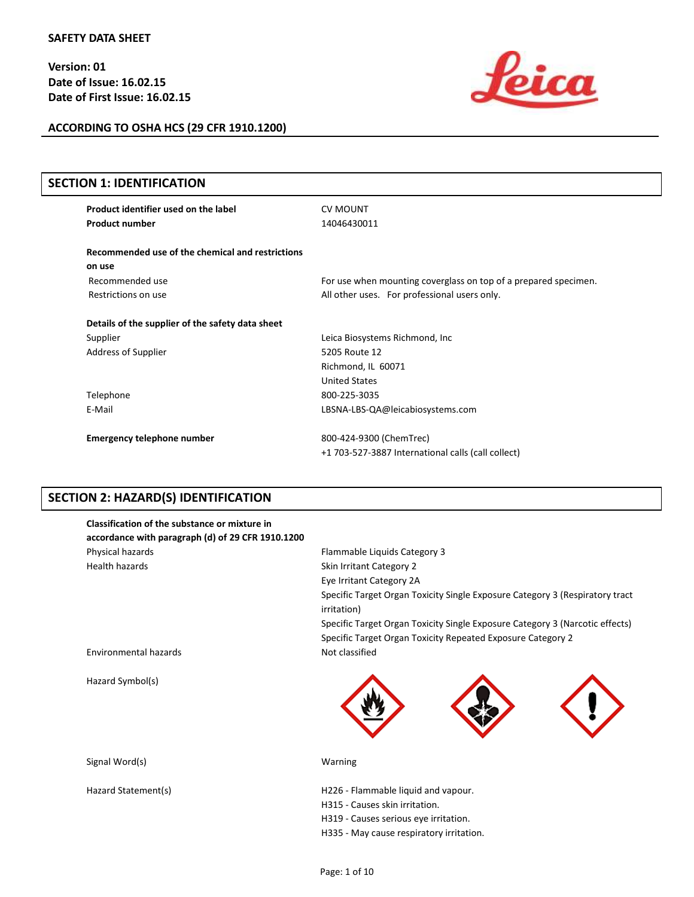**SAFETY DATA SHEET**

**Version: 01**
**Date of Issue: 16.02.15**
**Date of First Issue: 16.02.15**

**ACCORDING TO OSHA HCS (29 CFR 1910.1200)**

## SECTION 1: IDENTIFICATION

| | |
|---|---|
| **Product identifier used on the label** | CV MOUNT |
| **Product number** | 14046430011 |
| **Recommended use of the chemical and restrictions on use** | |
| Recommended use | For use when mounting coverglass on top of a prepared specimen. |
| Restrictions on use | All other uses. For professional users only. |
| **Details of the supplier of the safety data sheet** | |
| Supplier | Leica Biosystems Richmond, Inc |
| Address of Supplier | 5205 Route 12<br>Richmond, IL 60071<br>United States |
| Telephone | 800-225-3035 |
| E-Mail | LBSNA-LBS-QA@leicabiosystems.com |
| **Emergency telephone number** | 800-424-9300 (ChemTrec)<br>+1 703-527-3887 International calls (call collect) |

## SECTION 2: HAZARD(S) IDENTIFICATION

| | |
|---|---|
| **Classification of the substance or mixture in accordance with paragraph (d) of 29 CFR 1910.1200** | |
| Physical hazards | Flammable Liquids Category 3 |
| Health hazards | Skin Irritant Category 2<br>Eye Irritant Category 2A<br>Specific Target Organ Toxicity Single Exposure Category 3 (Respiratory tract irritation)<br>Specific Target Organ Toxicity Single Exposure Category 3 (Narcotic effects)<br>Specific Target Organ Toxicity Repeated Exposure Category 2 |
| Environmental hazards | Not classified |
| Hazard Symbol(s) | |
| Signal Word(s) | Warning |
| Hazard Statement(s) | H226 - Flammable liquid and vapour.<br>H315 - Causes skin irritation.<br>H319 - Causes serious eye irritation.<br>H335 - May cause respiratory irritation. |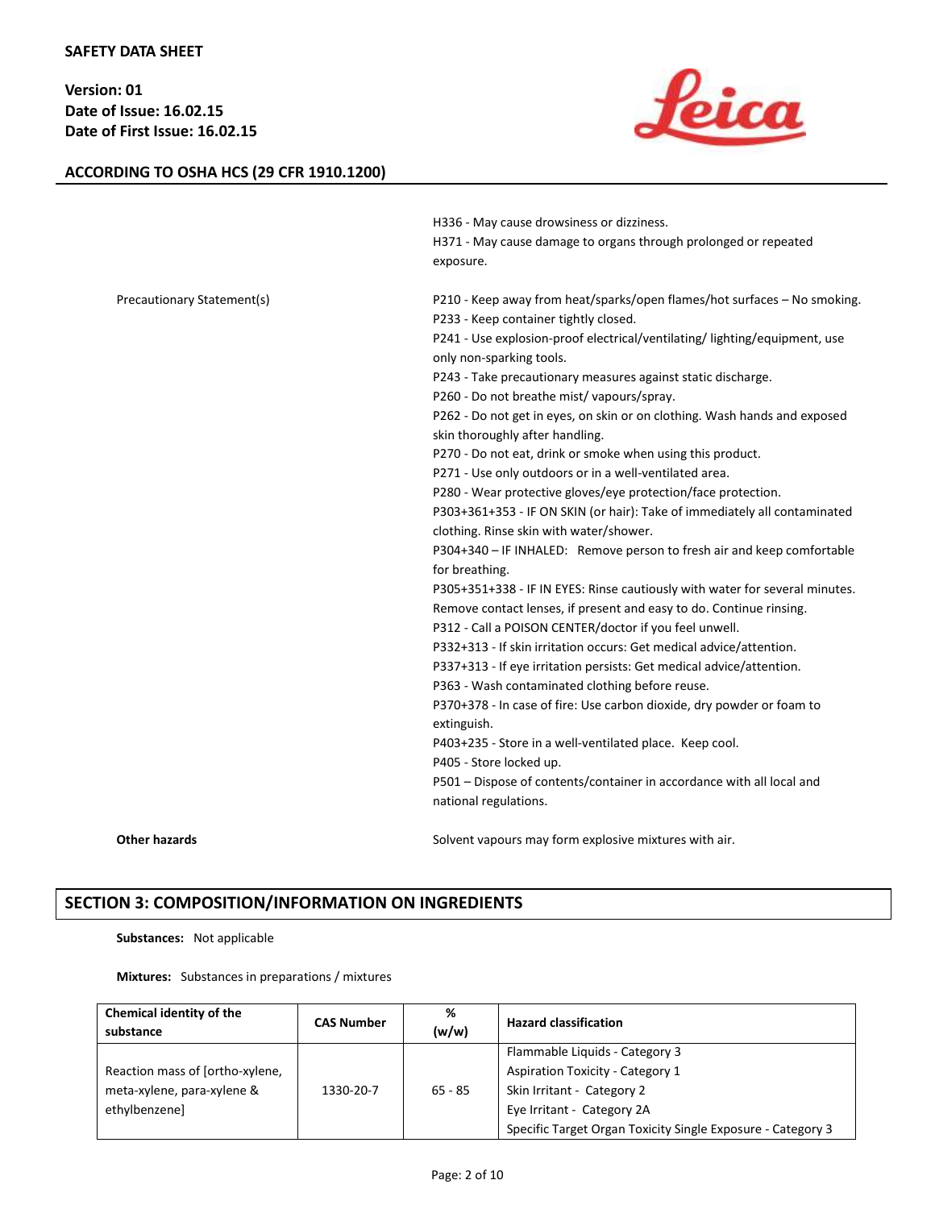H336 - May cause drowsiness or dizziness.
H371 - May cause damage to organs through prolonged or repeated exposure.

Precautionary Statement(s)

P210 - Keep away from heat/sparks/open flames/hot surfaces – No smoking.
P233 - Keep container tightly closed.
P241 - Use explosion-proof electrical/ventilating/ lighting/equipment, use only non-sparking tools.
P243 - Take precautionary measures against static discharge.
P260 - Do not breathe mist/ vapours/spray.
P262 - Do not get in eyes, on skin or on clothing. Wash hands and exposed skin thoroughly after handling.
P270 - Do not eat, drink or smoke when using this product.
P271 - Use only outdoors or in a well-ventilated area.
P280 - Wear protective gloves/eye protection/face protection.
P303+361+353 - IF ON SKIN (or hair): Take of immediately all contaminated clothing. Rinse skin with water/shower.
P304+340 – IF INHALED: Remove person to fresh air and keep comfortable for breathing.
P305+351+338 - IF IN EYES: Rinse cautiously with water for several minutes. Remove contact lenses, if present and easy to do. Continue rinsing.
P312 - Call a POISON CENTER/doctor if you feel unwell.
P332+313 - If skin irritation occurs: Get medical advice/attention.
P337+313 - If eye irritation persists: Get medical advice/attention.
P363 - Wash contaminated clothing before reuse.
P370+378 - In case of fire: Use carbon dioxide, dry powder or foam to extinguish.
P403+235 - Store in a well-ventilated place. Keep cool.
P405 - Store locked up.
P501 – Dispose of contents/container in accordance with all local and national regulations.

**Other hazards**

Solvent vapours may form explosive mixtures with air.

## SECTION 3: COMPOSITION/INFORMATION ON INGREDIENTS

**Substances:** Not applicable

**Mixtures:** Substances in preparations / mixtures

| Chemical identity of the substance | CAS Number | % (w/w) | Hazard classification |
|---|---|---|---|
| Reaction mass of [ortho-xylene, meta-xylene, para-xylene & ethylbenzene] | 1330-20-7 | 65 - 85 | Flammable Liquids - Category 3<br>Aspiration Toxicity - Category 1<br>Skin Irritant - Category 2<br>Eye Irritant - Category 2A<br>Specific Target Organ Toxicity Single Exposure - Category 3 |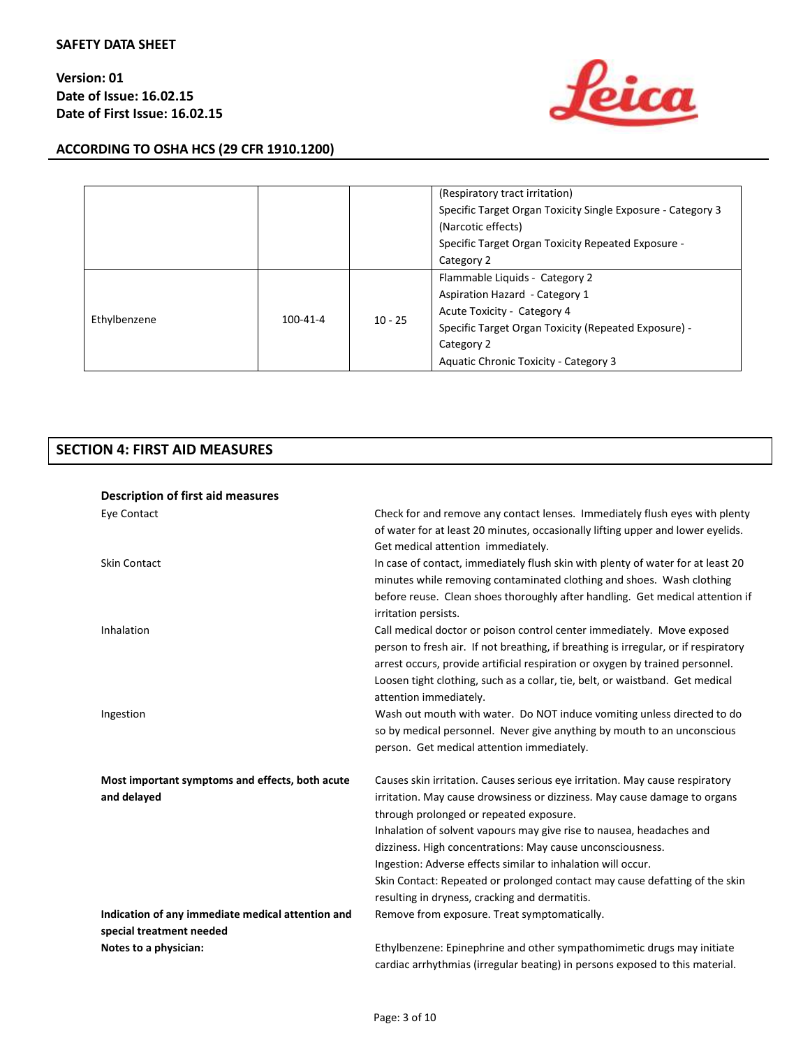|  |  |  | (Respiratory tract irritation)<br>Specific Target Organ Toxicity Single Exposure - Category 3<br>(Narcotic effects)<br>Specific Target Organ Toxicity Repeated Exposure - Category 2 |
|---|---|---|---|
| Ethylbenzene | 100-41-4 | 10 - 25 | Flammable Liquids - Category 2<br>Aspiration Hazard - Category 1<br>Acute Toxicity - Category 4<br>Specific Target Organ Toxicity (Repeated Exposure) - Category 2<br>Aquatic Chronic Toxicity - Category 3 |

## SECTION 4: FIRST AID MEASURES

**Description of first aid measures**

**Eye Contact**
Check for and remove any contact lenses. Immediately flush eyes with plenty of water for at least 20 minutes, occasionally lifting upper and lower eyelids. Get medical attention immediately.

**Skin Contact**
In case of contact, immediately flush skin with plenty of water for at least 20 minutes while removing contaminated clothing and shoes. Wash clothing before reuse. Clean shoes thoroughly after handling. Get medical attention if irritation persists.

**Inhalation**
Call medical doctor or poison control center immediately. Move exposed person to fresh air. If not breathing, if breathing is irregular, or if respiratory arrest occurs, provide artificial respiration or oxygen by trained personnel. Loosen tight clothing, such as a collar, tie, belt, or waistband. Get medical attention immediately.

**Ingestion**
Wash out mouth with water. Do NOT induce vomiting unless directed to do so by medical personnel. Never give anything by mouth to an unconscious person. Get medical attention immediately.

**Most important symptoms and effects, both acute and delayed**
Causes skin irritation. Causes serious eye irritation. May cause respiratory irritation. May cause drowsiness or dizziness. May cause damage to organs through prolonged or repeated exposure.
Inhalation of solvent vapours may give rise to nausea, headaches and dizziness. High concentrations: May cause unconsciousness.
Ingestion: Adverse effects similar to inhalation will occur.
Skin Contact: Repeated or prolonged contact may cause defatting of the skin resulting in dryness, cracking and dermatitis.

**Indication of any immediate medical attention and special treatment needed**
Remove from exposure. Treat symptomatically.

**Notes to a physician:**
Ethylbenzene: Epinephrine and other sympathomimetic drugs may initiate cardiac arrhythmias (irregular beating) in persons exposed to this material.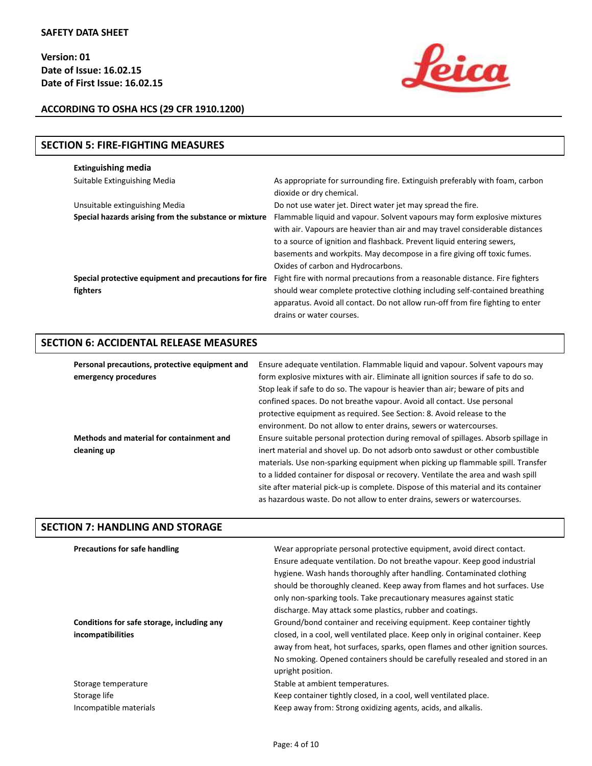## SECTION 5: FIRE-FIGHTING MEASURES

**Extinguishing media**

| | |
|---|---|
| Suitable Extinguishing Media | As appropriate for surrounding fire. Extinguish preferably with foam, carbon dioxide or dry chemical. |
| Unsuitable extinguishing Media | Do not use water jet. Direct water jet may spread the fire. |
| **Special hazards arising from the substance or mixture** | Flammable liquid and vapour. Solvent vapours may form explosive mixtures with air. Vapours are heavier than air and may travel considerable distances to a source of ignition and flashback. Prevent liquid entering sewers, basements and workpits. May decompose in a fire giving off toxic fumes. Oxides of carbon and Hydrocarbons. |
| **Special protective equipment and precautions for fire fighters** | Fight fire with normal precautions from a reasonable distance. Fire fighters should wear complete protective clothing including self-contained breathing apparatus. Avoid all contact. Do not allow run-off from fire fighting to enter drains or water courses. |

## SECTION 6: ACCIDENTAL RELEASE MEASURES

| | |
|---|---|
| **Personal precautions, protective equipment and emergency procedures** | Ensure adequate ventilation. Flammable liquid and vapour. Solvent vapours may form explosive mixtures with air. Eliminate all ignition sources if safe to do so. Stop leak if safe to do so. The vapour is heavier than air; beware of pits and confined spaces. Do not breathe vapour. Avoid all contact. Use personal protective equipment as required. See Section: 8. Avoid release to the environment. Do not allow to enter drains, sewers or watercourses. |
| **Methods and material for containment and cleaning up** | Ensure suitable personal protection during removal of spillages. Absorb spillage in inert material and shovel up. Do not adsorb onto sawdust or other combustible materials. Use non-sparking equipment when picking up flammable spill. Transfer to a lidded container for disposal or recovery. Ventilate the area and wash spill site after material pick-up is complete. Dispose of this material and its container as hazardous waste. Do not allow to enter drains, sewers or watercourses. |

## SECTION 7: HANDLING AND STORAGE

| | |
|---|---|
| **Precautions for safe handling** | Wear appropriate personal protective equipment, avoid direct contact. Ensure adequate ventilation. Do not breathe vapour. Keep good industrial hygiene. Wash hands thoroughly after handling. Contaminated clothing should be thoroughly cleaned. Keep away from flames and hot surfaces. Use only non-sparking tools. Take precautionary measures against static discharge. May attack some plastics, rubber and coatings. |
| **Conditions for safe storage, including any incompatibilities** | Ground/bond container and receiving equipment. Keep container tightly closed, in a cool, well ventilated place. Keep only in original container. Keep away from heat, hot surfaces, sparks, open flames and other ignition sources. No smoking. Opened containers should be carefully resealed and stored in an upright position. |
| Storage temperature | Stable at ambient temperatures. |
| Storage life | Keep container tightly closed, in a cool, well ventilated place. |
| Incompatible materials | Keep away from: Strong oxidizing agents, acids, and alkalis. |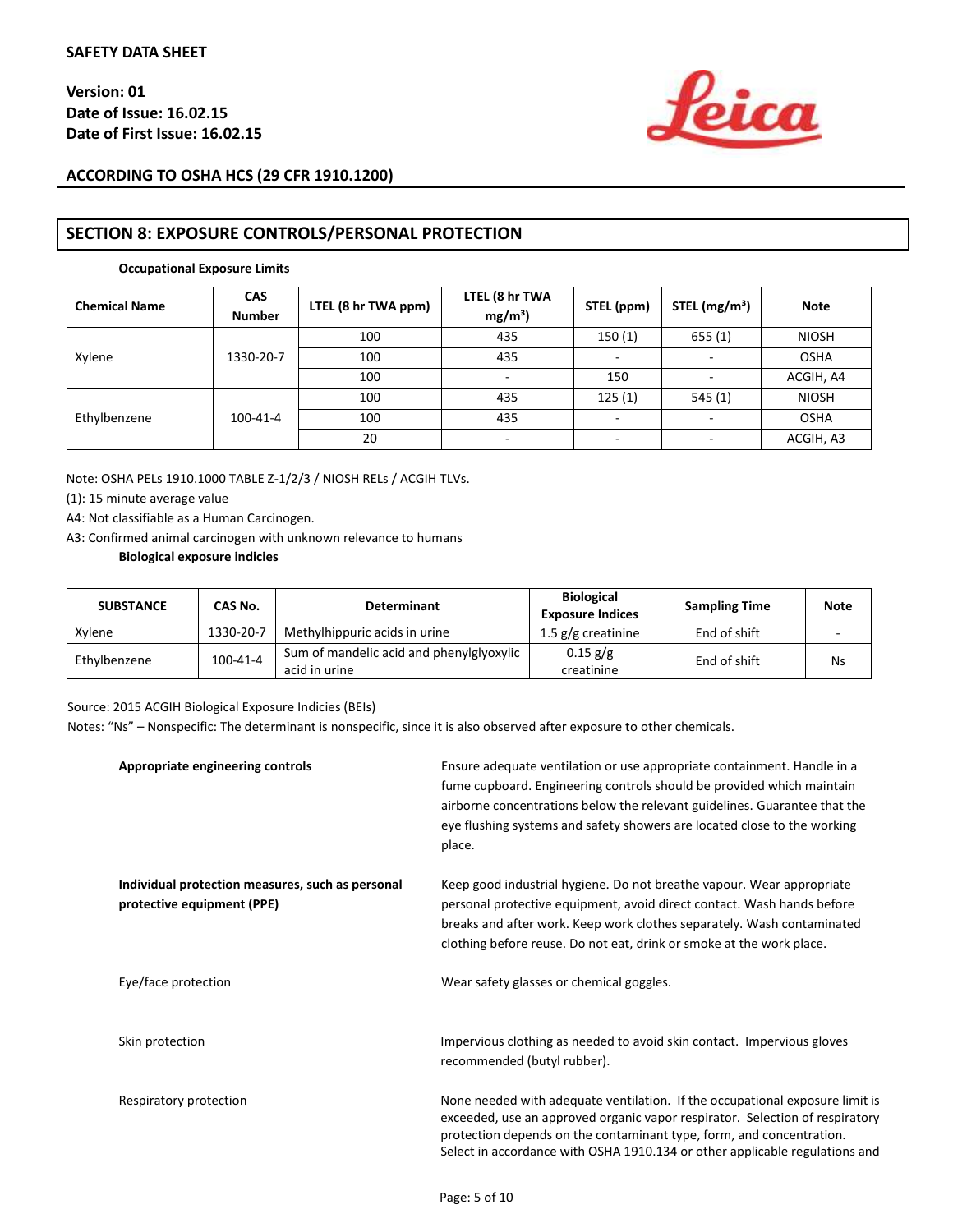## SECTION 8: EXPOSURE CONTROLS/PERSONAL PROTECTION

**Occupational Exposure Limits**

| Chemical Name | CAS Number | LTEL (8 hr TWA ppm) | LTEL (8 hr TWA mg/m³) | STEL (ppm) | STEL (mg/m³) | Note |
|---|---|---|---|---|---|---|
| Xylene | 1330-20-7 | 100 | 435 | 150 (1) | 655 (1) | NIOSH |
| | | 100 | 435 | - | - | OSHA |
| | | 100 | - | 150 | - | ACGIH, A4 |
| Ethylbenzene | 100-41-4 | 100 | 435 | 125 (1) | 545 (1) | NIOSH |
| | | 100 | 435 | - | - | OSHA |
| | | 20 | - | - | - | ACGIH, A3 |

Note: OSHA PELs 1910.1000 TABLE Z-1/2/3 / NIOSH RELs / ACGIH TLVs.

(1): 15 minute average value

A4: Not classifiable as a Human Carcinogen.

A3: Confirmed animal carcinogen with unknown relevance to humans

**Biological exposure indicies**

| SUBSTANCE | CAS No. | Determinant | Biological Exposure Indices | Sampling Time | Note |
|---|---|---|---|---|---|
| Xylene | 1330-20-7 | Methylhippuric acids in urine | 1.5 g/g creatinine | End of shift | - |
| Ethylbenzene | 100-41-4 | Sum of mandelic acid and phenylglyoxylic acid in urine | 0.15 g/g creatinine | End of shift | Ns |

Source: 2015 ACGIH Biological Exposure Indicies (BEIs)

Notes: "Ns" – Nonspecific: The determinant is nonspecific, since it is also observed after exposure to other chemicals.

**Appropriate engineering controls**

Ensure adequate ventilation or use appropriate containment. Handle in a fume cupboard. Engineering controls should be provided which maintain airborne concentrations below the relevant guidelines. Guarantee that the eye flushing systems and safety showers are located close to the working place.

**Individual protection measures, such as personal protective equipment (PPE)**

Keep good industrial hygiene. Do not breathe vapour. Wear appropriate personal protective equipment, avoid direct contact. Wash hands before breaks and after work. Keep work clothes separately. Wash contaminated clothing before reuse. Do not eat, drink or smoke at the work place.

Eye/face protection

Wear safety glasses or chemical goggles.

Skin protection

Impervious clothing as needed to avoid skin contact. Impervious gloves recommended (butyl rubber).

Respiratory protection

None needed with adequate ventilation. If the occupational exposure limit is exceeded, use an approved organic vapor respirator. Selection of respiratory protection depends on the contaminant type, form, and concentration. Select in accordance with OSHA 1910.134 or other applicable regulations and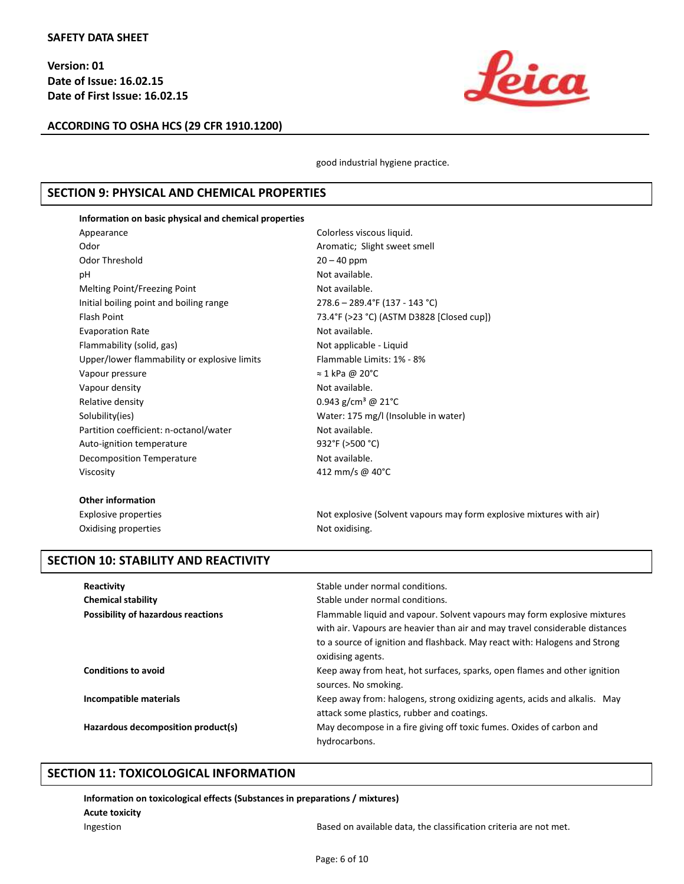good industrial hygiene practice.

## SECTION 9: PHYSICAL AND CHEMICAL PROPERTIES

**Information on basic physical and chemical properties**

| | |
|---|---|
| Appearance | Colorless viscous liquid. |
| Odor | Aromatic; Slight sweet smell |
| Odor Threshold | 20 – 40 ppm |
| pH | Not available. |
| Melting Point/Freezing Point | Not available. |
| Initial boiling point and boiling range | 278.6 – 289.4°F (137 - 143 °C) |
| Flash Point | 73.4°F (>23 °C) (ASTM D3828 [Closed cup]) |
| Evaporation Rate | Not available. |
| Flammability (solid, gas) | Not applicable - Liquid |
| Upper/lower flammability or explosive limits | Flammable Limits: 1% - 8% |
| Vapour pressure | ≈ 1 kPa @ 20°C |
| Vapour density | Not available. |
| Relative density | 0.943 g/cm³ @ 21°C |
| Solubility(ies) | Water: 175 mg/l (Insoluble in water) |
| Partition coefficient: n-octanol/water | Not available. |
| Auto-ignition temperature | 932°F (>500 °C) |
| Decomposition Temperature | Not available. |
| Viscosity | 412 mm/s @ 40°C |

**Other information**

| | |
|---|---|
| Explosive properties | Not explosive (Solvent vapours may form explosive mixtures with air) |
| Oxidising properties | Not oxidising. |

## SECTION 10: STABILITY AND REACTIVITY

| | |
|---|---|
| **Reactivity** | Stable under normal conditions. |
| **Chemical stability** | Stable under normal conditions. |
| **Possibility of hazardous reactions** | Flammable liquid and vapour. Solvent vapours may form explosive mixtures with air. Vapours are heavier than air and may travel considerable distances to a source of ignition and flashback. May react with: Halogens and Strong oxidising agents. |
| **Conditions to avoid** | Keep away from heat, hot surfaces, sparks, open flames and other ignition sources. No smoking. |
| **Incompatible materials** | Keep away from: halogens, strong oxidizing agents, acids and alkalis. May attack some plastics, rubber and coatings. |
| **Hazardous decomposition product(s)** | May decompose in a fire giving off toxic fumes. Oxides of carbon and hydrocarbons. |

## SECTION 11: TOXICOLOGICAL INFORMATION

**Information on toxicological effects (Substances in preparations / mixtures)**

**Acute toxicity**

| | |
|---|---|
| Ingestion | Based on available data, the classification criteria are not met. |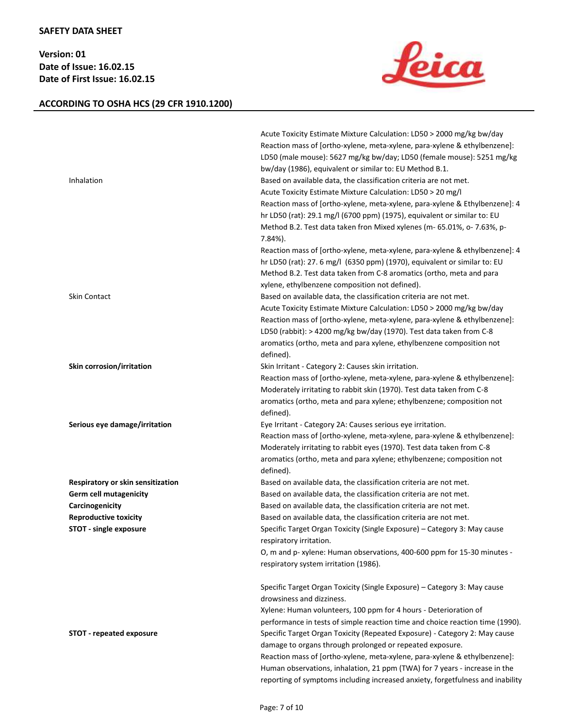| | |
|---|---|
| | Acute Toxicity Estimate Mixture Calculation: LD50 > 2000 mg/kg bw/day<br>Reaction mass of [ortho-xylene, meta-xylene, para-xylene & ethylbenzene]: LD50 (male mouse): 5627 mg/kg bw/day; LD50 (female mouse): 5251 mg/kg bw/day (1986), equivalent or similar to: EU Method B.1. |
| Inhalation | Based on available data, the classification criteria are not met.<br>Acute Toxicity Estimate Mixture Calculation: LD50 > 20 mg/l<br>Reaction mass of [ortho-xylene, meta-xylene, para-xylene & Ethylbenzene]: 4 hr LD50 (rat): 29.1 mg/l (6700 ppm) (1975), equivalent or similar to: EU Method B.2. Test data taken fron Mixed xylenes (m- 65.01%, o- 7.63%, p- 7.84%).<br>Reaction mass of [ortho-xylene, meta-xylene, para-xylene & ethylbenzene]: 4 hr LD50 (rat): 27. 6 mg/l (6350 ppm) (1970), equivalent or similar to: EU Method B.2. Test data taken from C-8 aromatics (ortho, meta and para xylene, ethylbenzene composition not defined). |
| Skin Contact | Based on available data, the classification criteria are not met.<br>Acute Toxicity Estimate Mixture Calculation: LD50 > 2000 mg/kg bw/day<br>Reaction mass of [ortho-xylene, meta-xylene, para-xylene & ethylbenzene]: LD50 (rabbit): > 4200 mg/kg bw/day (1970). Test data taken from C-8 aromatics (ortho, meta and para xylene, ethylbenzene composition not defined). |
| **Skin corrosion/irritation** | Skin Irritant - Category 2: Causes skin irritation.<br>Reaction mass of [ortho-xylene, meta-xylene, para-xylene & ethylbenzene]: Moderately irritating to rabbit skin (1970). Test data taken from C-8 aromatics (ortho, meta and para xylene; ethylbenzene; composition not defined). |
| **Serious eye damage/irritation** | Eye Irritant - Category 2A: Causes serious eye irritation.<br>Reaction mass of [ortho-xylene, meta-xylene, para-xylene & ethylbenzene]: Moderately irritating to rabbit eyes (1970). Test data taken from C-8 aromatics (ortho, meta and para xylene; ethylbenzene; composition not defined). |
| **Respiratory or skin sensitization** | Based on available data, the classification criteria are not met. |
| **Germ cell mutagenicity** | Based on available data, the classification criteria are not met. |
| **Carcinogenicity** | Based on available data, the classification criteria are not met. |
| **Reproductive toxicity** | Based on available data, the classification criteria are not met. |
| **STOT - single exposure** | Specific Target Organ Toxicity (Single Exposure) – Category 3: May cause respiratory irritation.<br>O, m and p- xylene: Human observations, 400-600 ppm for 15-30 minutes - respiratory system irritation (1986).<br><br>Specific Target Organ Toxicity (Single Exposure) – Category 3: May cause drowsiness and dizziness.<br>Xylene: Human volunteers, 100 ppm for 4 hours - Deterioration of performance in tests of simple reaction time and choice reaction time (1990). |
| **STOT - repeated exposure** | Specific Target Organ Toxicity (Repeated Exposure) - Category 2: May cause damage to organs through prolonged or repeated exposure.<br>Reaction mass of [ortho-xylene, meta-xylene, para-xylene & ethylbenzene]: Human observations, inhalation, 21 ppm (TWA) for 7 years - increase in the reporting of symptoms including increased anxiety, forgetfulness and inability |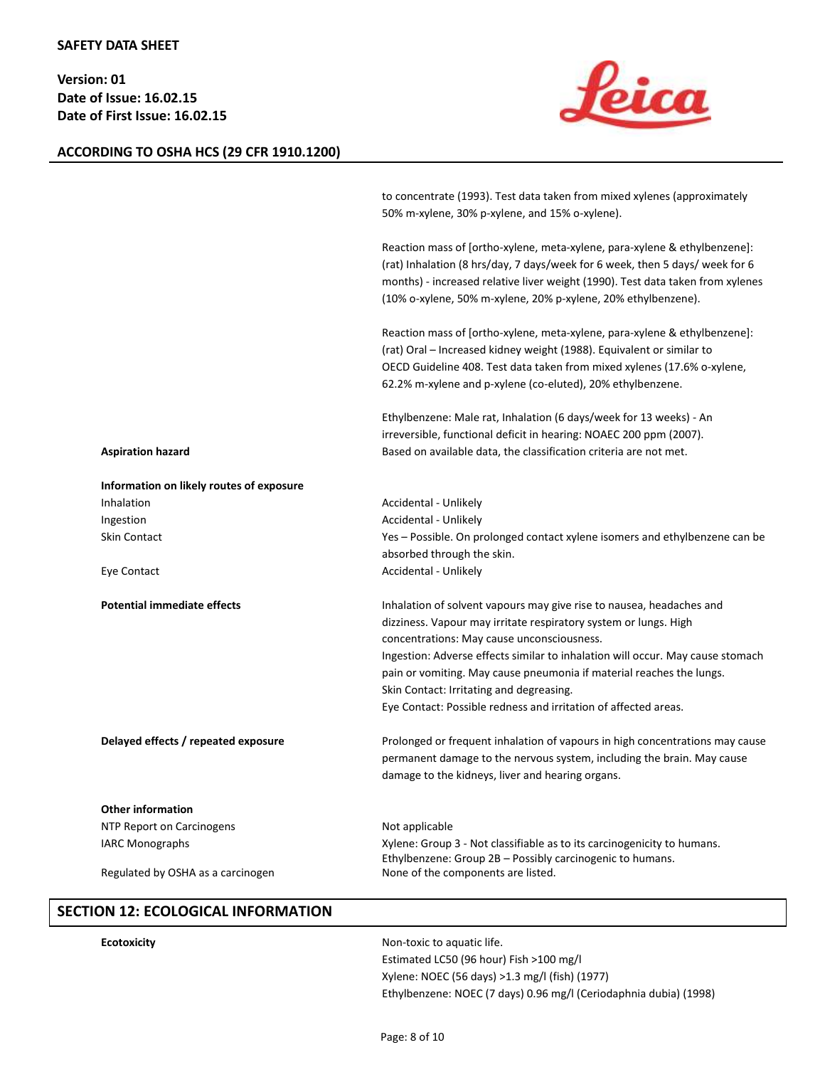to concentrate (1993). Test data taken from mixed xylenes (approximately 50% m-xylene, 30% p-xylene, and 15% o-xylene).

Reaction mass of [ortho-xylene, meta-xylene, para-xylene & ethylbenzene]: (rat) Inhalation (8 hrs/day, 7 days/week for 6 week, then 5 days/ week for 6 months) - increased relative liver weight (1990). Test data taken from xylenes (10% o-xylene, 50% m-xylene, 20% p-xylene, 20% ethylbenzene).

Reaction mass of [ortho-xylene, meta-xylene, para-xylene & ethylbenzene]: (rat) Oral – Increased kidney weight (1988). Equivalent or similar to OECD Guideline 408. Test data taken from mixed xylenes (17.6% o-xylene, 62.2% m-xylene and p-xylene (co-eluted), 20% ethylbenzene.

Ethylbenzene: Male rat, Inhalation (6 days/week for 13 weeks) - An irreversible, functional deficit in hearing: NOAEC 200 ppm (2007).

| | |
|---|---|
| **Aspiration hazard** | Based on available data, the classification criteria are not met. |
| **Information on likely routes of exposure** | |
| Inhalation | Accidental - Unlikely |
| Ingestion | Accidental - Unlikely |
| Skin Contact | Yes – Possible. On prolonged contact xylene isomers and ethylbenzene can be absorbed through the skin. |
| Eye Contact | Accidental - Unlikely |
| **Potential immediate effects** | Inhalation of solvent vapours may give rise to nausea, headaches and dizziness. Vapour may irritate respiratory system or lungs. High concentrations: May cause unconsciousness.<br>Ingestion: Adverse effects similar to inhalation will occur. May cause stomach pain or vomiting. May cause pneumonia if material reaches the lungs.<br>Skin Contact: Irritating and degreasing.<br>Eye Contact: Possible redness and irritation of affected areas. |
| **Delayed effects / repeated exposure** | Prolonged or frequent inhalation of vapours in high concentrations may cause permanent damage to the nervous system, including the brain. May cause damage to the kidneys, liver and hearing organs. |
| **Other information** | |
| NTP Report on Carcinogens | Not applicable |
| IARC Monographs | Xylene: Group 3 - Not classifiable as to its carcinogenicity to humans.<br>Ethylbenzene: Group 2B – Possibly carcinogenic to humans. |
| Regulated by OSHA as a carcinogen | None of the components are listed. |

## SECTION 12: ECOLOGICAL INFORMATION

| | |
|---|---|
| **Ecotoxicity** | Non-toxic to aquatic life.<br>Estimated LC50 (96 hour) Fish >100 mg/l<br>Xylene: NOEC (56 days) >1.3 mg/l (fish) (1977)<br>Ethylbenzene: NOEC (7 days) 0.96 mg/l (Ceriodaphnia dubia) (1998) |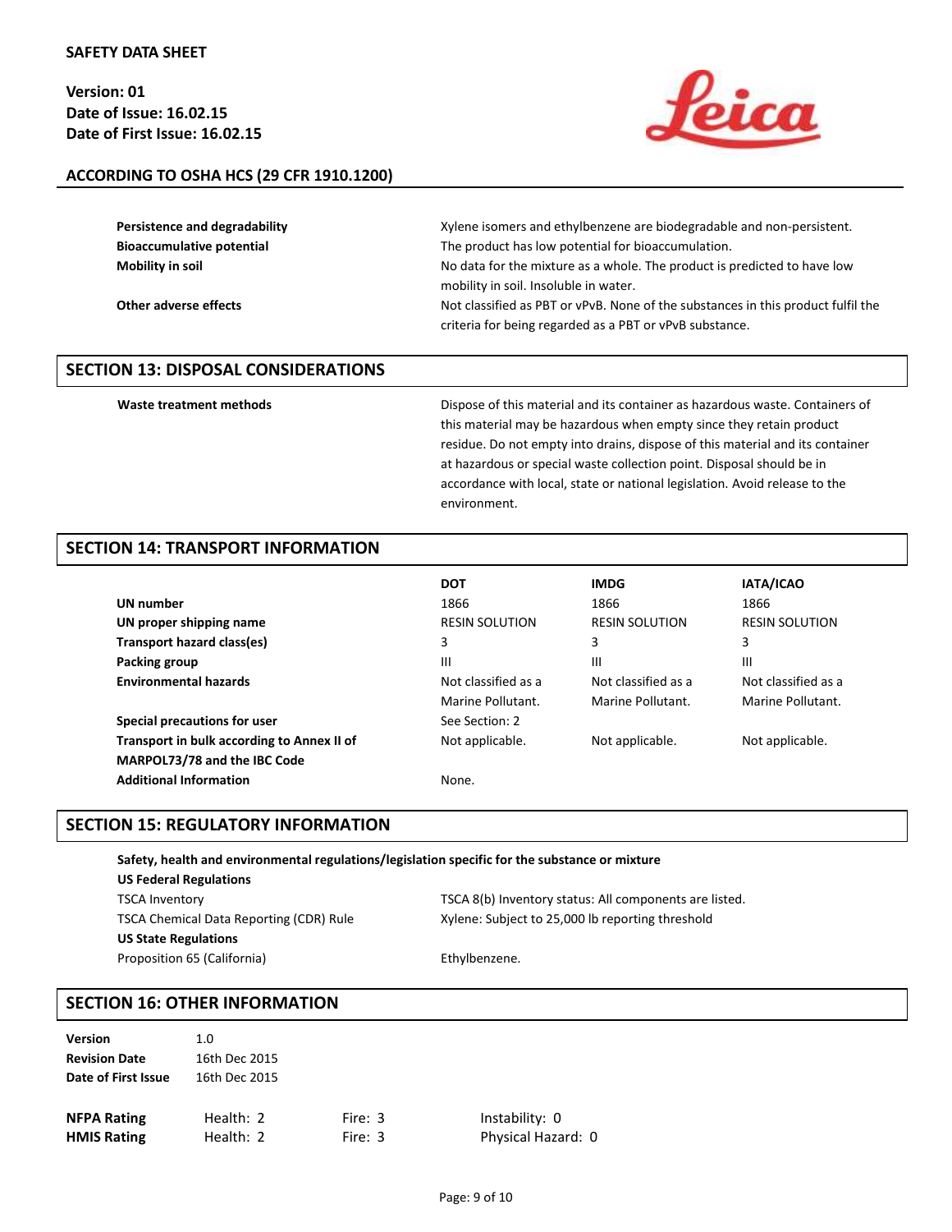| | |
|---|---|
| **Persistence and degradability** | Xylene isomers and ethylbenzene are biodegradable and non-persistent. |
| **Bioaccumulative potential** | The product has low potential for bioaccumulation. |
| **Mobility in soil** | No data for the mixture as a whole. The product is predicted to have low mobility in soil. Insoluble in water. |
| **Other adverse effects** | Not classified as PBT or vPvB. None of the substances in this product fulfil the criteria for being regarded as a PBT or vPvB substance. |

## SECTION 13: DISPOSAL CONSIDERATIONS

| | |
|---|---|
| **Waste treatment methods** | Dispose of this material and its container as hazardous waste. Containers of this material may be hazardous when empty since they retain product residue. Do not empty into drains, dispose of this material and its container at hazardous or special waste collection point. Disposal should be in accordance with local, state or national legislation. Avoid release to the environment. |

## SECTION 14: TRANSPORT INFORMATION

| | **DOT** | **IMDG** | **IATA/ICAO** |
|---|---|---|---|
| **UN number** | 1866 | 1866 | 1866 |
| **UN proper shipping name** | RESIN SOLUTION | RESIN SOLUTION | RESIN SOLUTION |
| **Transport hazard class(es)** | 3 | 3 | 3 |
| **Packing group** | III | III | III |
| **Environmental hazards** | Not classified as a Marine Pollutant. | Not classified as a Marine Pollutant. | Not classified as a Marine Pollutant. |
| **Special precautions for user** | See Section: 2 | | |
| **Transport in bulk according to Annex II of MARPOL73/78 and the IBC Code** | Not applicable. | Not applicable. | Not applicable. |
| **Additional Information** | None. | | |

## SECTION 15: REGULATORY INFORMATION

**Safety, health and environmental regulations/legislation specific for the substance or mixture**

**US Federal Regulations**

| | |
|---|---|
| TSCA Inventory | TSCA 8(b) Inventory status: All components are listed. |
| TSCA Chemical Data Reporting (CDR) Rule | Xylene: Subject to 25,000 lb reporting threshold |

**US State Regulations**

| | |
|---|---|
| Proposition 65 (California) | Ethylbenzene. |

## SECTION 16: OTHER INFORMATION

| | |
|---|---|
| **Version** | 1.0 |
| **Revision Date** | 16th Dec 2015 |
| **Date of First Issue** | 16th Dec 2015 |

| | | | |
|---|---|---|---|
| **NFPA Rating** | Health: 2 | Fire: 3 | Instability: 0 |
| **HMIS Rating** | Health: 2 | Fire: 3 | Physical Hazard: 0 |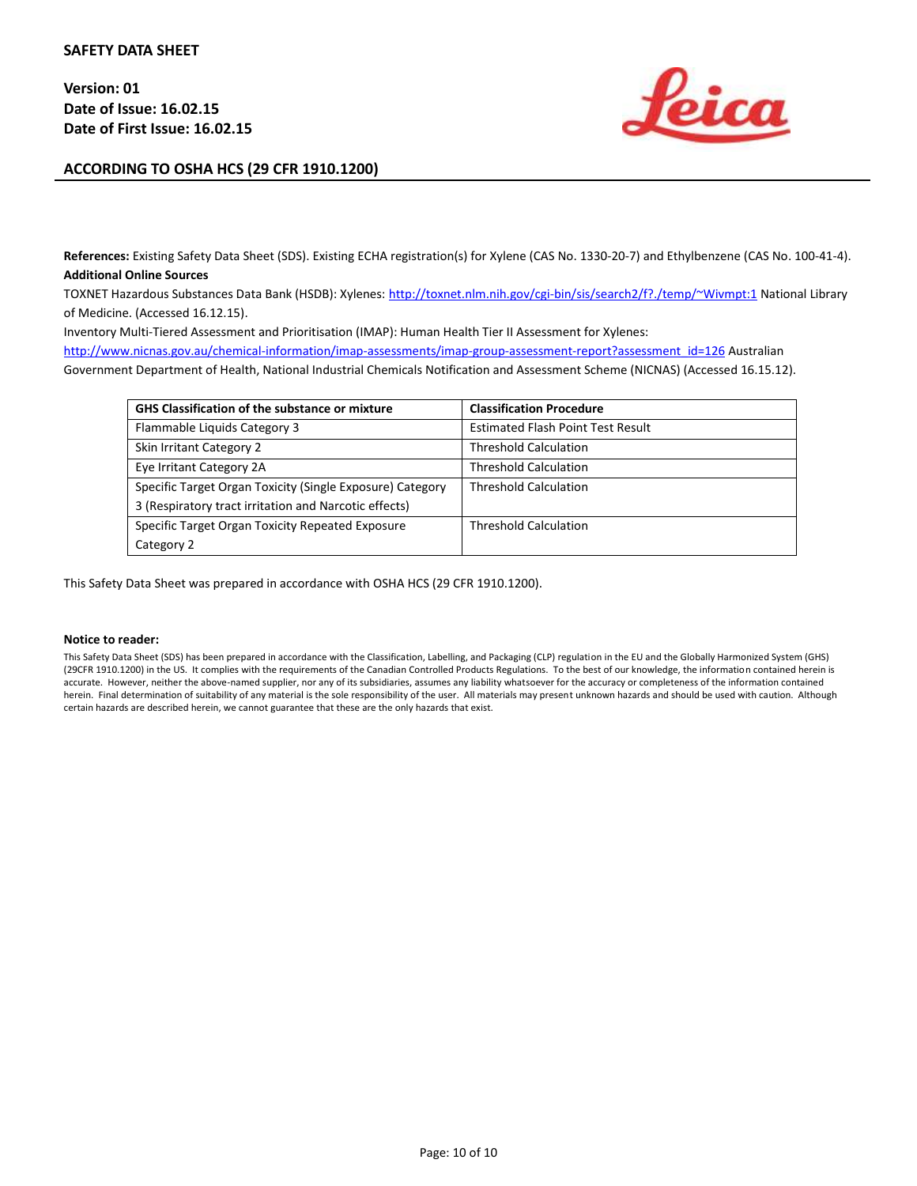**References:** Existing Safety Data Sheet (SDS). Existing ECHA registration(s) for Xylene (CAS No. 1330-20-7) and Ethylbenzene (CAS No. 100-41-4).

**Additional Online Sources**

TOXNET Hazardous Substances Data Bank (HSDB): Xylenes: http://toxnet.nlm.nih.gov/cgi-bin/sis/search2/f?./temp/~Wivmpt:1 National Library of Medicine. (Accessed 16.12.15).

Inventory Multi-Tiered Assessment and Prioritisation (IMAP): Human Health Tier II Assessment for Xylenes: http://www.nicnas.gov.au/chemical-information/imap-assessments/imap-group-assessment-report?assessment_id=126 Australian Government Department of Health, National Industrial Chemicals Notification and Assessment Scheme (NICNAS) (Accessed 16.15.12).

| GHS Classification of the substance or mixture | Classification Procedure |
|---|---|
| Flammable Liquids Category 3 | Estimated Flash Point Test Result |
| Skin Irritant Category 2 | Threshold Calculation |
| Eye Irritant Category 2A | Threshold Calculation |
| Specific Target Organ Toxicity (Single Exposure) Category 3 (Respiratory tract irritation and Narcotic effects) | Threshold Calculation |
| Specific Target Organ Toxicity Repeated Exposure Category 2 | Threshold Calculation |

This Safety Data Sheet was prepared in accordance with OSHA HCS (29 CFR 1910.1200).

**Notice to reader:**

This Safety Data Sheet (SDS) has been prepared in accordance with the Classification, Labelling, and Packaging (CLP) regulation in the EU and the Globally Harmonized System (GHS) (29CFR 1910.1200) in the US. It complies with the requirements of the Canadian Controlled Products Regulations. To the best of our knowledge, the information contained herein is accurate. However, neither the above-named supplier, nor any of its subsidiaries, assumes any liability whatsoever for the accuracy or completeness of the information contained herein. Final determination of suitability of any material is the sole responsibility of the user. All materials may present unknown hazards and should be used with caution. Although certain hazards are described herein, we cannot guarantee that these are the only hazards that exist.